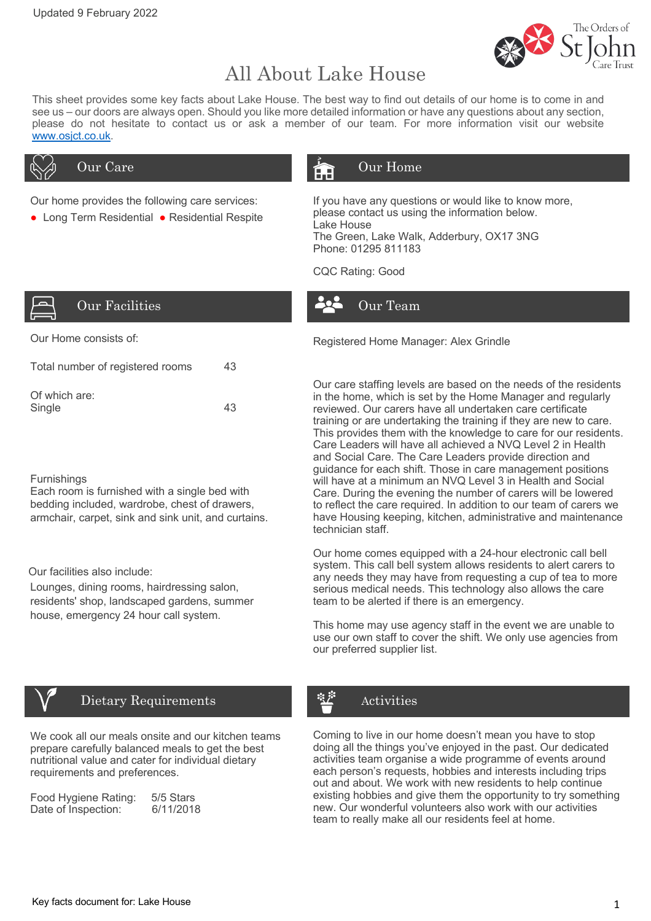Updated 9 February 2022

# All About Lake House

This sheet provides some key facts about Lake House. The best way to find out details of our home is to come in and see us – our doors are always open. Should you like more detailed information or have any questions about any section, please do not hesitate to contact us or ask a member of our team. For more information visit our website www.osjct.co.uk.

## Our Care

Our home provides the following care services:

- Long Term Residential
- Residential Respite

## Our Home

If you have any questions or would like to know more, please contact us using the information below.
Lake House
The Green, Lake Walk, Adderbury, OX17 3NG
Phone: 01295 811183

CQC Rating: Good

## Our Facilities

Our Home consists of:

| | |
|---|---|
| Total number of registered rooms | 43 |
| Of which are: Single | 43 |

Furnishings
Each room is furnished with a single bed with bedding included, wardrobe, chest of drawers, armchair, carpet, sink and sink unit, and curtains.

Our facilities also include:
Lounges, dining rooms, hairdressing salon, residents' shop, landscaped gardens, summer house, emergency 24 hour call system.

## Our Team

Registered Home Manager: Alex Grindle

Our care staffing levels are based on the needs of the residents in the home, which is set by the Home Manager and regularly reviewed. Our carers have all undertaken care certificate training or are undertaking the training if they are new to care. This provides them with the knowledge to care for our residents. Care Leaders will have all achieved a NVQ Level 2 in Health and Social Care. The Care Leaders provide direction and guidance for each shift. Those in care management positions will have at a minimum an NVQ Level 3 in Health and Social Care. During the evening the number of carers will be lowered to reflect the care required. In addition to our team of carers we have Housing keeping, kitchen, administrative and maintenance technician staff.

Our home comes equipped with a 24-hour electronic call bell system. This call bell system allows residents to alert carers to any needs they may have from requesting a cup of tea to more serious medical needs. This technology also allows the care team to be alerted if there is an emergency.

This home may use agency staff in the event we are unable to use our own staff to cover the shift. We only use agencies from our preferred supplier list.

## Dietary Requirements

We cook all our meals onsite and our kitchen teams prepare carefully balanced meals to get the best nutritional value and cater for individual dietary requirements and preferences.

Food Hygiene Rating: 5/5 Stars
Date of Inspection: 6/11/2018

## Activities

Coming to live in our home doesn't mean you have to stop doing all the things you've enjoyed in the past. Our dedicated activities team organise a wide programme of events around each person's requests, hobbies and interests including trips out and about. We work with new residents to help continue existing hobbies and give them the opportunity to try something new. Our wonderful volunteers also work with our activities team to really make all our residents feel at home.

Key facts document for: Lake House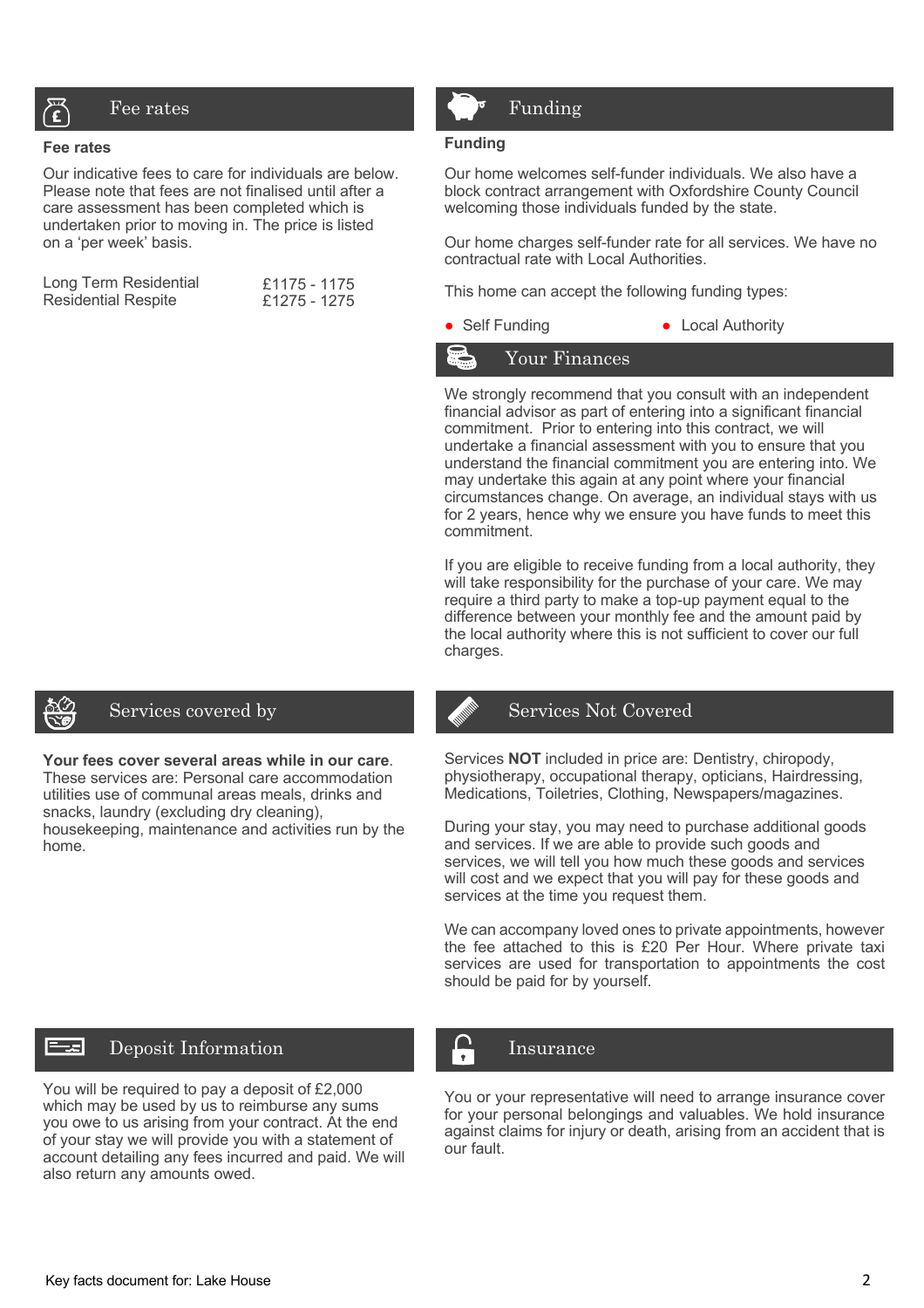## Fee rates

**Fee rates**

Our indicative fees to care for individuals are below. Please note that fees are not finalised until after a care assessment has been completed which is undertaken prior to moving in. The price is listed on a 'per week' basis.

| | |
|---|---|
| Long Term Residential | £1175 - 1175 |
| Residential Respite | £1275 - 1275 |

## Funding

**Funding**

Our home welcomes self-funder individuals. We also have a block contract arrangement with Oxfordshire County Council welcoming those individuals funded by the state.

Our home charges self-funder rate for all services. We have no contractual rate with Local Authorities.

This home can accept the following funding types:

- Self Funding
- Local Authority

## Your Finances

We strongly recommend that you consult with an independent financial advisor as part of entering into a significant financial commitment. Prior to entering into this contract, we will undertake a financial assessment with you to ensure that you understand the financial commitment you are entering into. We may undertake this again at any point where your financial circumstances change. On average, an individual stays with us for 2 years, hence why we ensure you have funds to meet this commitment.

If you are eligible to receive funding from a local authority, they will take responsibility for the purchase of your care. We may require a third party to make a top-up payment equal to the difference between your monthly fee and the amount paid by the local authority where this is not sufficient to cover our full charges.

## Services covered by

**Your fees cover several areas while in our care**. These services are: Personal care accommodation utilities use of communal areas meals, drinks and snacks, laundry (excluding dry cleaning), housekeeping, maintenance and activities run by the home.

## Services Not Covered

Services **NOT** included in price are: Dentistry, chiropody, physiotherapy, occupational therapy, opticians, Hairdressing, Medications, Toiletries, Clothing, Newspapers/magazines.

During your stay, you may need to purchase additional goods and services. If we are able to provide such goods and services, we will tell you how much these goods and services will cost and we expect that you will pay for these goods and services at the time you request them.

We can accompany loved ones to private appointments, however the fee attached to this is £20 Per Hour. Where private taxi services are used for transportation to appointments the cost should be paid for by yourself.

## Deposit Information

You will be required to pay a deposit of £2,000 which may be used by us to reimburse any sums you owe to us arising from your contract. At the end of your stay we will provide you with a statement of account detailing any fees incurred and paid. We will also return any amounts owed.

## Insurance

You or your representative will need to arrange insurance cover for your personal belongings and valuables. We hold insurance against claims for injury or death, arising from an accident that is our fault.